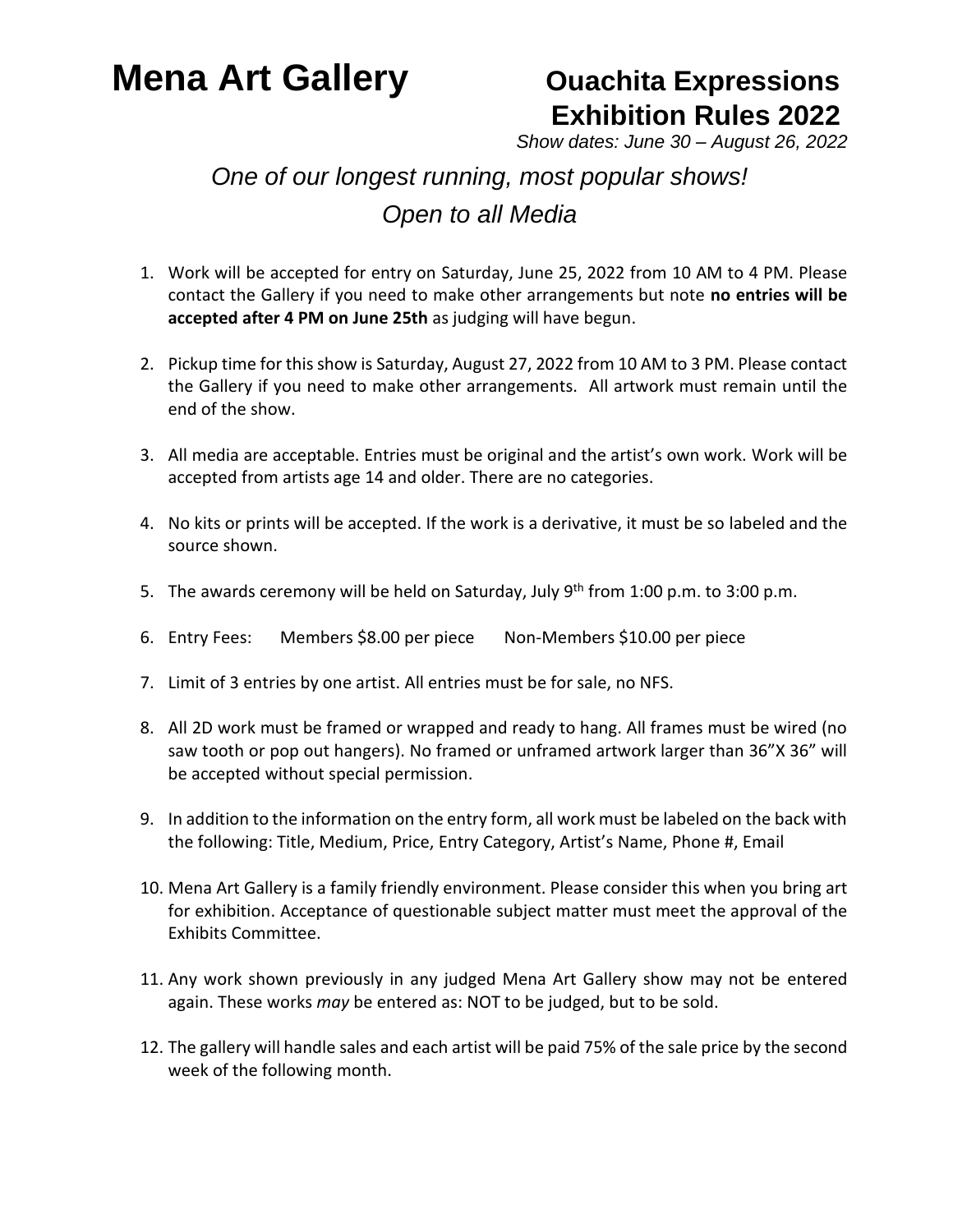# Mena Art Gallery

## Ouachita Expressions Exhibition Rules 2022

*Show dates: June 30 – August 26, 2022*

*One of our longest running, most popular shows!*

*Open to all Media*

1. Work will be accepted for entry on Saturday, June 25, 2022 from 10 AM to 4 PM. Please contact the Gallery if you need to make other arrangements but note **no entries will be accepted after 4 PM on June 25th** as judging will have begun.

2. Pickup time for this show is Saturday, August 27, 2022 from 10 AM to 3 PM. Please contact the Gallery if you need to make other arrangements. All artwork must remain until the end of the show.

3. All media are acceptable. Entries must be original and the artist's own work. Work will be accepted from artists age 14 and older. There are no categories.

4. No kits or prints will be accepted. If the work is a derivative, it must be so labeled and the source shown.

5. The awards ceremony will be held on Saturday, July 9th from 1:00 p.m. to 3:00 p.m.

6. Entry Fees: Members $8.00 per piece Non-Members $10.00 per piece

7. Limit of 3 entries by one artist. All entries must be for sale, no NFS.

8. All 2D work must be framed or wrapped and ready to hang. All frames must be wired (no saw tooth or pop out hangers). No framed or unframed artwork larger than 36"X 36" will be accepted without special permission.

9. In addition to the information on the entry form, all work must be labeled on the back with the following: Title, Medium, Price, Entry Category, Artist's Name, Phone #, Email

10. Mena Art Gallery is a family friendly environment. Please consider this when you bring art for exhibition. Acceptance of questionable subject matter must meet the approval of the Exhibits Committee.

11. Any work shown previously in any judged Mena Art Gallery show may not be entered again. These works *may* be entered as: NOT to be judged, but to be sold.

12. The gallery will handle sales and each artist will be paid 75% of the sale price by the second week of the following month.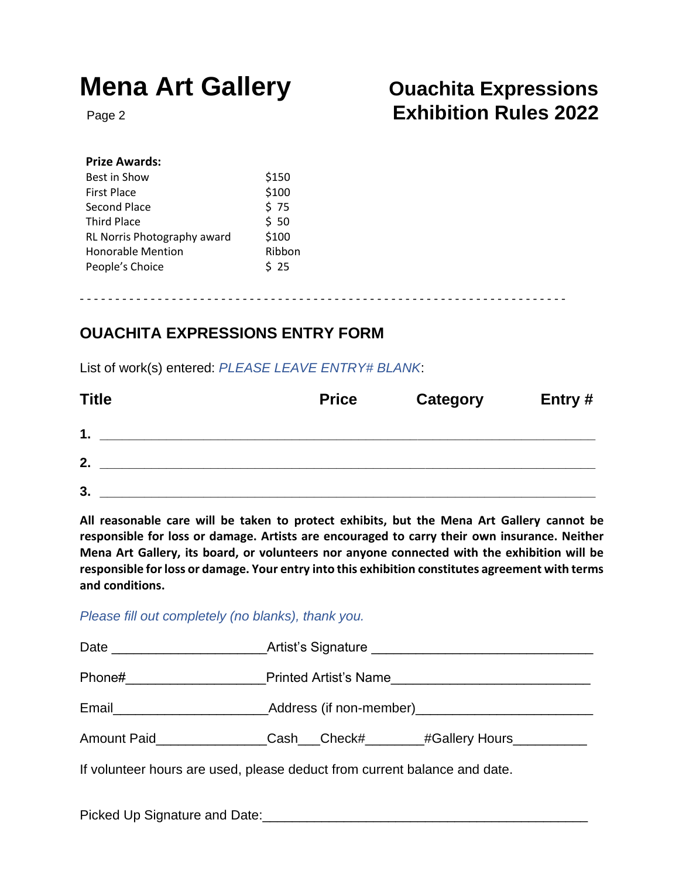# Mena Art Gallery

## Ouachita Expressions Exhibition Rules 2022

**Prize Awards:**

| | |
|---|---|
| Best in Show | $150 |
| First Place | $100 |
| Second Place | $ 75 |
| Third Place | $ 50 |
| RL Norris Photography award | $100 |
| Honorable Mention | Ribbon |
| People's Choice | $ 25 |

- - - - - - - - - - - - - - - - - - - - - - - - - - - - - - - - - - - - - - - - - - - - - - - - - - - - - - - - - - - - - - - - - - - - - -

## OUACHITA EXPRESSIONS ENTRY FORM

List of work(s) entered: *PLEASE LEAVE ENTRY# BLANK*:

| Title | Price | Category | Entry # |
|---|---|---|---|
| **1.** ____________ | | | |
| **2.** ____________ | | | |
| **3.** ____________ | | | |

**All reasonable care will be taken to protect exhibits, but the Mena Art Gallery cannot be responsible for loss or damage. Artists are encouraged to carry their own insurance. Neither Mena Art Gallery, its board, or volunteers nor anyone connected with the exhibition will be responsible for loss or damage. Your entry into this exhibition constitutes agreement with terms and conditions.**

*Please fill out completely (no blanks), thank you.*

Date ____________________ Artist's Signature _____________________________

Phone# __________________ Printed Artist's Name __________________________

Email ____________________ Address (if non-member) _______________________

Amount Paid ______________ Cash___ Check# ________ #Gallery Hours _________

If volunteer hours are used, please deduct from current balance and date.

Picked Up Signature and Date: ____________________________________________